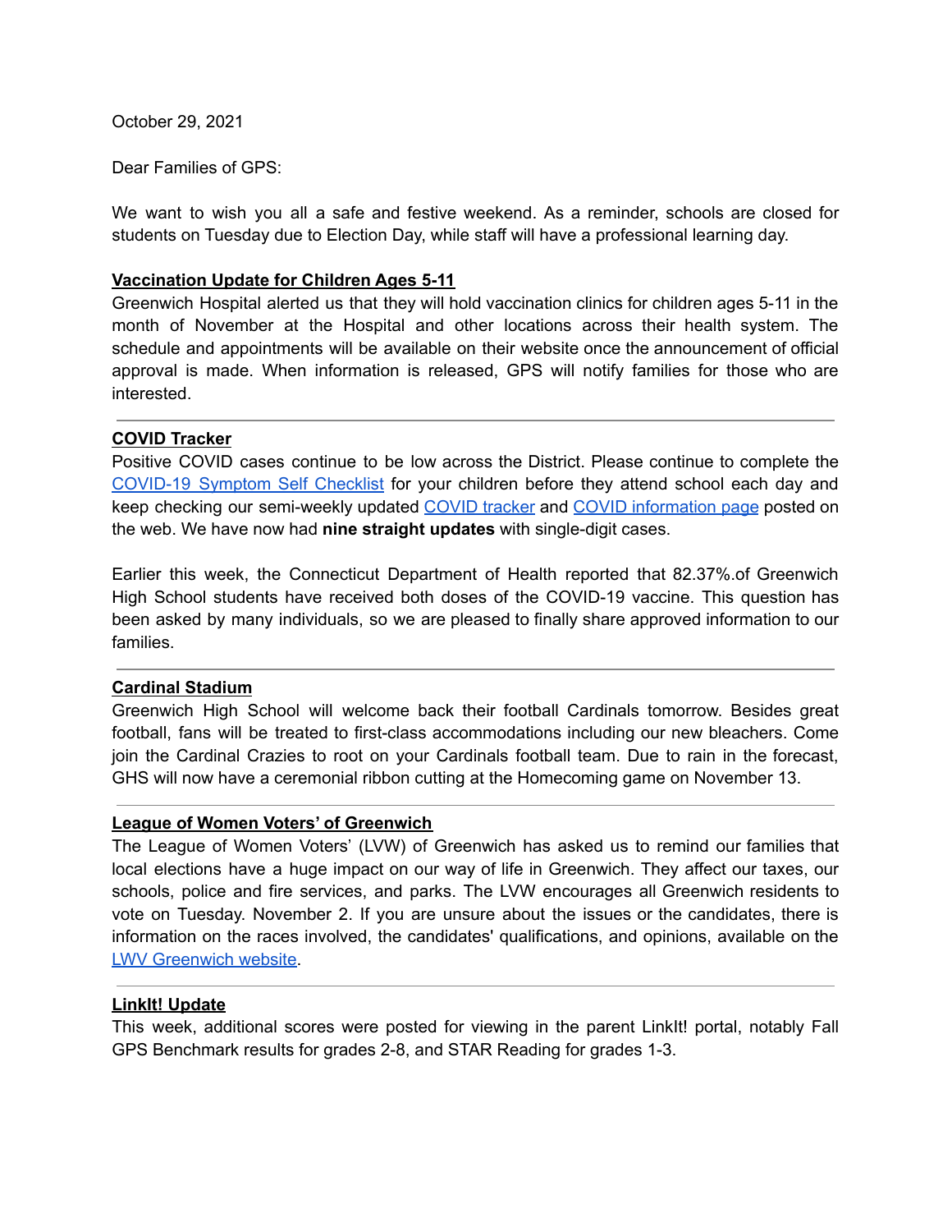October 29, 2021

Dear Families of GPS:

We want to wish you all a safe and festive weekend. As a reminder, schools are closed for students on Tuesday due to Election Day, while staff will have a professional learning day.

**Vaccination Update for Children Ages 5-11**

Greenwich Hospital alerted us that they will hold vaccination clinics for children ages 5-11 in the month of November at the Hospital and other locations across their health system. The schedule and appointments will be available on their website once the announcement of official approval is made. When information is released, GPS will notify families for those who are interested.

---

**COVID Tracker**

Positive COVID cases continue to be low across the District. Please continue to complete the COVID-19 Symptom Self Checklist for your children before they attend school each day and keep checking our semi-weekly updated COVID tracker and COVID information page posted on the web. We have now had **nine straight updates** with single-digit cases.

Earlier this week, the Connecticut Department of Health reported that 82.37%.of Greenwich High School students have received both doses of the COVID-19 vaccine. This question has been asked by many individuals, so we are pleased to finally share approved information to our families.

---

**Cardinal Stadium**

Greenwich High School will welcome back their football Cardinals tomorrow. Besides great football, fans will be treated to first-class accommodations including our new bleachers. Come join the Cardinal Crazies to root on your Cardinals football team. Due to rain in the forecast, GHS will now have a ceremonial ribbon cutting at the Homecoming game on November 13.

---

**League of Women Voters' of Greenwich**

The League of Women Voters' (LVW) of Greenwich has asked us to remind our families that local elections have a huge impact on our way of life in Greenwich. They affect our taxes, our schools, police and fire services, and parks. The LVW encourages all Greenwich residents to vote on Tuesday. November 2. If you are unsure about the issues or the candidates, there is information on the races involved, the candidates' qualifications, and opinions, available on the LWV Greenwich website.

---

**LinkIt! Update**

This week, additional scores were posted for viewing in the parent LinkIt! portal, notably Fall GPS Benchmark results for grades 2-8, and STAR Reading for grades 1-3.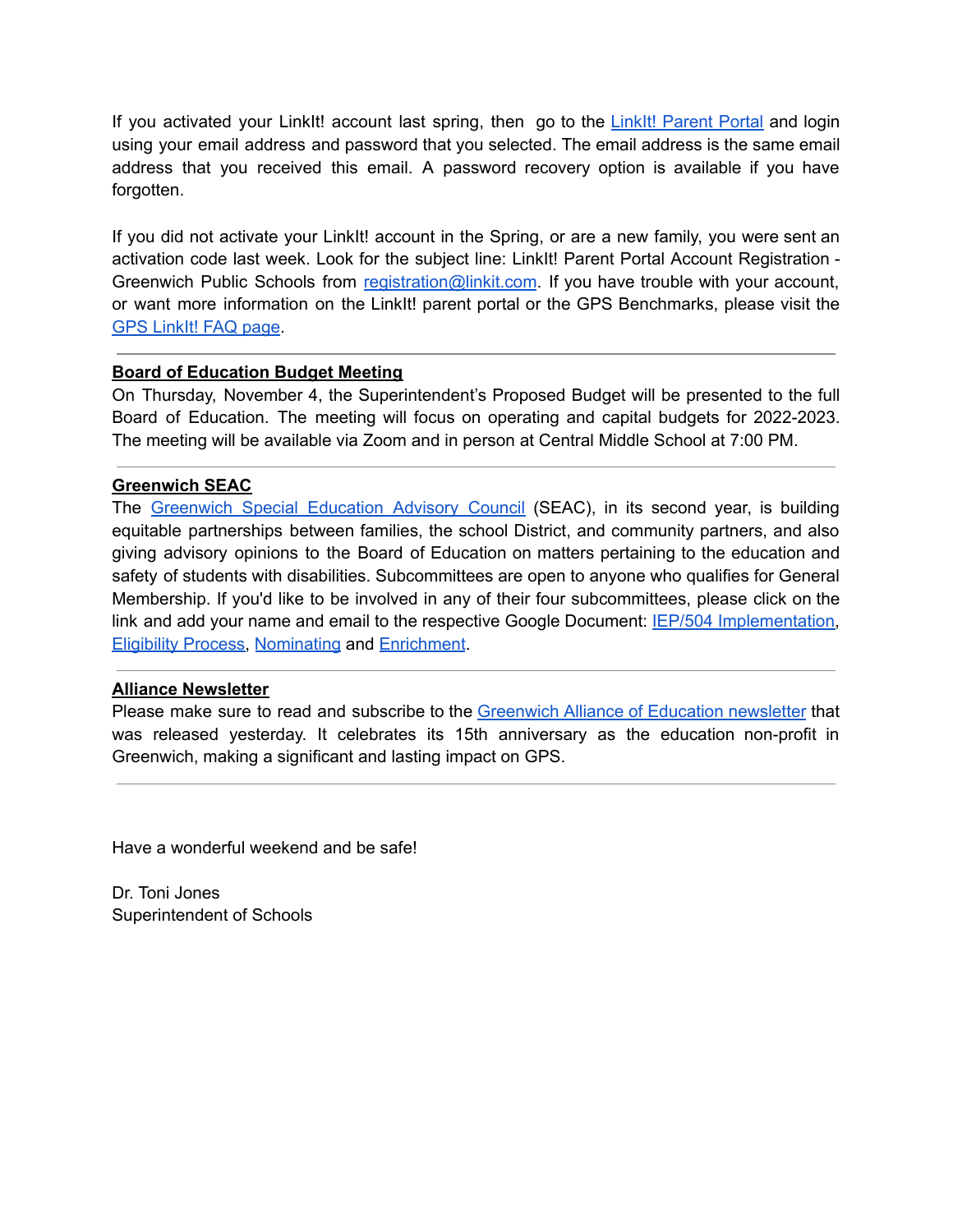If you activated your LinkIt! account last spring, then go to the LinkIt! Parent Portal and login using your email address and password that you selected. The email address is the same email address that you received this email. A password recovery option is available if you have forgotten.

If you did not activate your LinkIt! account in the Spring, or are a new family, you were sent an activation code last week. Look for the subject line: LinkIt! Parent Portal Account Registration - Greenwich Public Schools from registration@linkit.com. If you have trouble with your account, or want more information on the LinkIt! parent portal or the GPS Benchmarks, please visit the GPS LinkIt! FAQ page.

---

**Board of Education Budget Meeting**

On Thursday, November 4, the Superintendent's Proposed Budget will be presented to the full Board of Education. The meeting will focus on operating and capital budgets for 2022-2023. The meeting will be available via Zoom and in person at Central Middle School at 7:00 PM.

---

**Greenwich SEAC**

The Greenwich Special Education Advisory Council (SEAC), in its second year, is building equitable partnerships between families, the school District, and community partners, and also giving advisory opinions to the Board of Education on matters pertaining to the education and safety of students with disabilities. Subcommittees are open to anyone who qualifies for General Membership. If you'd like to be involved in any of their four subcommittees, please click on the link and add your name and email to the respective Google Document: IEP/504 Implementation, Eligibility Process, Nominating and Enrichment.

---

**Alliance Newsletter**

Please make sure to read and subscribe to the Greenwich Alliance of Education newsletter that was released yesterday. It celebrates its 15th anniversary as the education non-profit in Greenwich, making a significant and lasting impact on GPS.

---

Have a wonderful weekend and be safe!

Dr. Toni Jones
Superintendent of Schools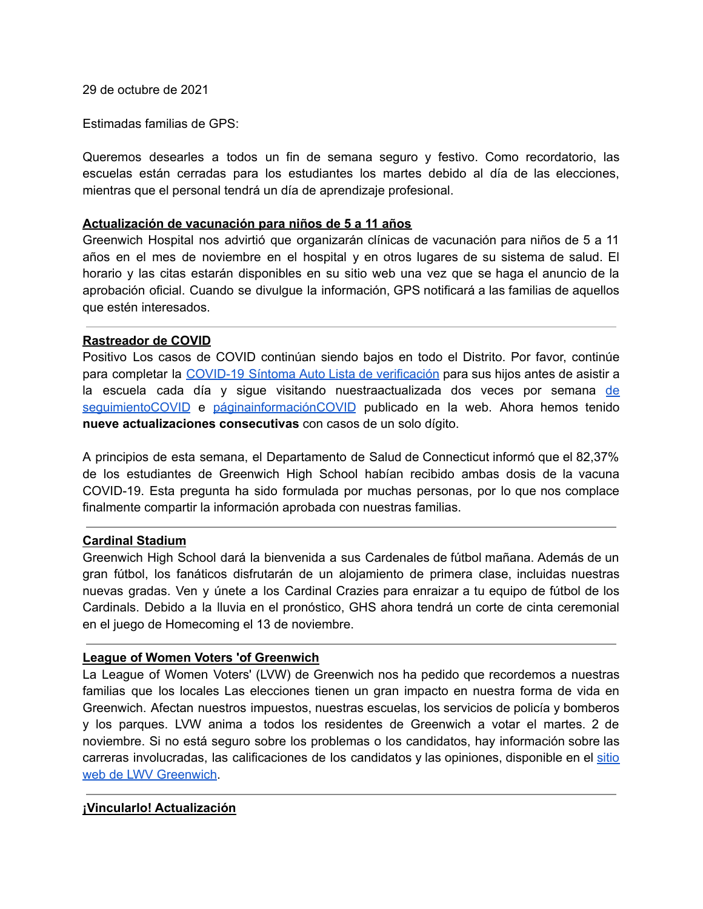29 de octubre de 2021

Estimadas familias de GPS:

Queremos desearles a todos un fin de semana seguro y festivo. Como recordatorio, las escuelas están cerradas para los estudiantes los martes debido al día de las elecciones, mientras que el personal tendrá un día de aprendizaje profesional.

**Actualización de vacunación para niños de 5 a 11 años**

Greenwich Hospital nos advirtió que organizarán clínicas de vacunación para niños de 5 a 11 años en el mes de noviembre en el hospital y en otros lugares de su sistema de salud. El horario y las citas estarán disponibles en su sitio web una vez que se haga el anuncio de la aprobación oficial. Cuando se divulgue la información, GPS notificará a las familias de aquellos que estén interesados.

---

**Rastreador de COVID**

Positivo Los casos de COVID continúan siendo bajos en todo el Distrito. Por favor, continúe para completar la COVID-19 Síntoma Auto Lista de verificación para sus hijos antes de asistir a la escuela cada día y sigue visitando nuestraactualizada dos veces por semana de seguimientoCOVID e páginainformaciónCOVID publicado en la web. Ahora hemos tenido **nueve actualizaciones consecutivas** con casos de un solo dígito.

A principios de esta semana, el Departamento de Salud de Connecticut informó que el 82,37% de los estudiantes de Greenwich High School habían recibido ambas dosis de la vacuna COVID-19. Esta pregunta ha sido formulada por muchas personas, por lo que nos complace finalmente compartir la información aprobada con nuestras familias.

---

**Cardinal Stadium**

Greenwich High School dará la bienvenida a sus Cardenales de fútbol mañana. Además de un gran fútbol, los fanáticos disfrutarán de un alojamiento de primera clase, incluidas nuestras nuevas gradas. Ven y únete a los Cardinal Crazies para enraizar a tu equipo de fútbol de los Cardinals. Debido a la lluvia en el pronóstico, GHS ahora tendrá un corte de cinta ceremonial en el juego de Homecoming el 13 de noviembre.

---

**League of Women Voters 'of Greenwich**

La League of Women Voters' (LVW) de Greenwich nos ha pedido que recordemos a nuestras familias que los locales Las elecciones tienen un gran impacto en nuestra forma de vida en Greenwich. Afectan nuestros impuestos, nuestras escuelas, los servicios de policía y bomberos y los parques. LVW anima a todos los residentes de Greenwich a votar el martes. 2 de noviembre. Si no está seguro sobre los problemas o los candidatos, hay información sobre las carreras involucradas, las calificaciones de los candidatos y las opiniones, disponible en el sitio web de LWV Greenwich.

---

**¡Vincularlo! Actualización**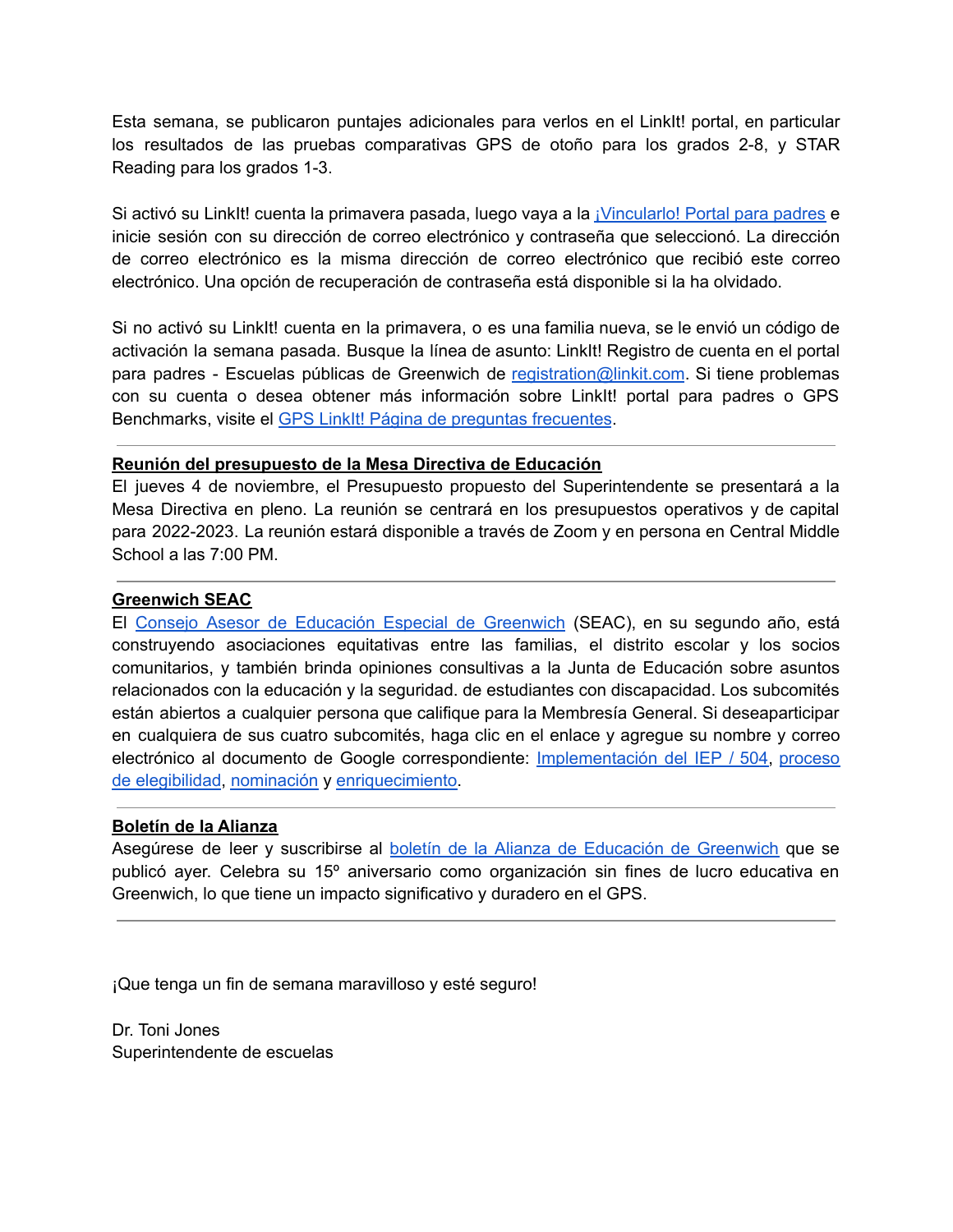Esta semana, se publicaron puntajes adicionales para verlos en el LinkIt! portal, en particular los resultados de las pruebas comparativas GPS de otoño para los grados 2-8, y STAR Reading para los grados 1-3.

Si activó su LinkIt! cuenta la primavera pasada, luego vaya a la ¡Vincularlo! Portal para padres e inicie sesión con su dirección de correo electrónico y contraseña que seleccionó. La dirección de correo electrónico es la misma dirección de correo electrónico que recibió este correo electrónico. Una opción de recuperación de contraseña está disponible si la ha olvidado.

Si no activó su LinkIt! cuenta en la primavera, o es una familia nueva, se le envió un código de activación la semana pasada. Busque la línea de asunto: LinkIt! Registro de cuenta en el portal para padres - Escuelas públicas de Greenwich de registration@linkit.com. Si tiene problemas con su cuenta o desea obtener más información sobre LinkIt! portal para padres o GPS Benchmarks, visite el GPS LinkIt! Página de preguntas frecuentes.

---

**Reunión del presupuesto de la Mesa Directiva de Educación**

El jueves 4 de noviembre, el Presupuesto propuesto del Superintendente se presentará a la Mesa Directiva en pleno. La reunión se centrará en los presupuestos operativos y de capital para 2022-2023. La reunión estará disponible a través de Zoom y en persona en Central Middle School a las 7:00 PM.

---

**Greenwich SEAC**

El Consejo Asesor de Educación Especial de Greenwich (SEAC), en su segundo año, está construyendo asociaciones equitativas entre las familias, el distrito escolar y los socios comunitarios, y también brinda opiniones consultivas a la Junta de Educación sobre asuntos relacionados con la educación y la seguridad. de estudiantes con discapacidad. Los subcomités están abiertos a cualquier persona que califique para la Membresía General. Si deseaparticipar en cualquiera de sus cuatro subcomités, haga clic en el enlace y agregue su nombre y correo electrónico al documento de Google correspondiente: Implementación del IEP / 504, proceso de elegibilidad, nominación y enriquecimiento.

---

**Boletín de la Alianza**

Asegúrese de leer y suscribirse al boletín de la Alianza de Educación de Greenwich que se publicó ayer. Celebra su 15º aniversario como organización sin fines de lucro educativa en Greenwich, lo que tiene un impacto significativo y duradero en el GPS.

---

¡Que tenga un fin de semana maravilloso y esté seguro!

Dr. Toni Jones
Superintendente de escuelas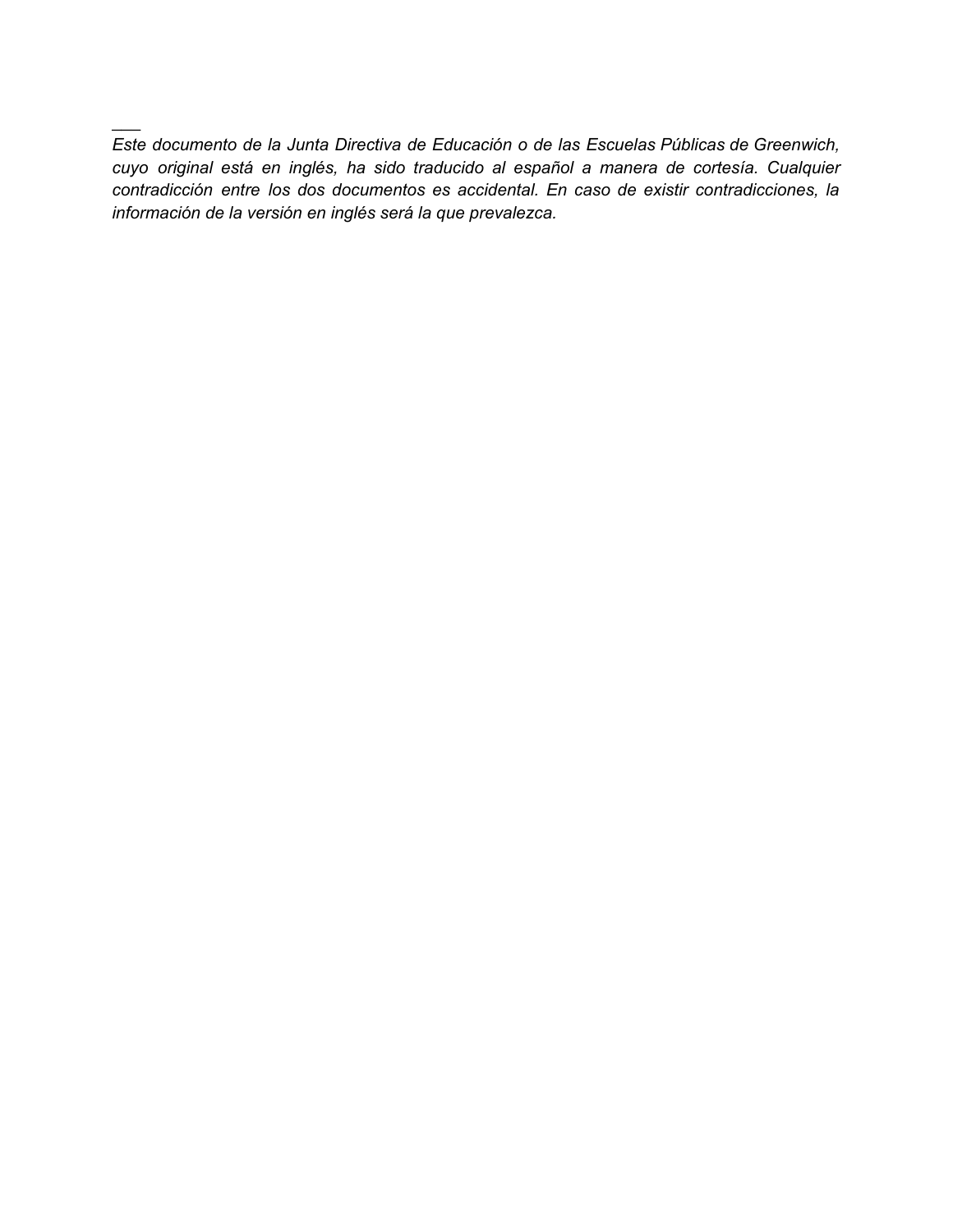___

*Este documento de la Junta Directiva de Educación o de las Escuelas Públicas de Greenwich, cuyo original está en inglés, ha sido traducido al español a manera de cortesía. Cualquier contradicción entre los dos documentos es accidental. En caso de existir contradicciones, la información de la versión en inglés será la que prevalezca.*